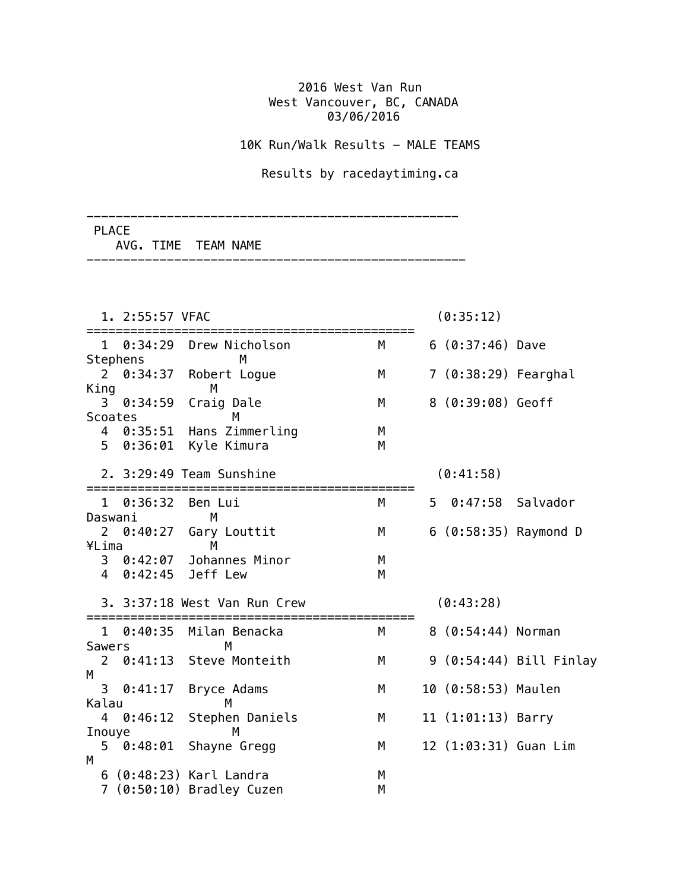# 2016 West Van Run

West Vancouver, BC, CANADA
03/06/2016

## 10K Run/Walk Results - MALE TEAMS

Results by racedaytiming.ca

```
-----------------------------------------------------
 PLACE
    AVG. TIME  TEAM NAME
------------------------------------------------------



  1. 2:55:57 VFAC                                  (0:35:12)
=============================================
  1  0:34:29  Drew Nicholson            M      6 (0:37:46) Dave Stephens            M
  2  0:34:37  Robert Logue              M      7 (0:38:29) Fearghal King            M
  3  0:34:59  Craig Dale                M      8 (0:39:08) Geoff Scoates            M
  4  0:35:51  Hans Zimmerling           M
  5  0:36:01  Kyle Kimura               M

  2. 3:29:49 Team Sunshine                         (0:41:58)
=============================================
  1  0:36:32  Ben Lui                   M      5  0:47:58  Salvador Daswani         M
  2  0:40:27  Gary Louttit              M      6 (0:58:35) Raymond D ¥Lima          M
  3  0:42:07  Johannes Minor            M
  4  0:42:45  Jeff Lew                  M

  3. 3:37:18 West Van Run Crew                     (0:43:28)
=============================================
  1  0:40:35  Milan Benacka             M      8 (0:54:44) Norman Sawers            M
  2  0:41:13  Steve Monteith            M      9 (0:54:44) Bill Finlay              M
  3  0:41:17  Bryce Adams               M     10 (0:58:53) Maulen Kalau             M
  4  0:46:12  Stephen Daniels           M     11 (1:01:13) Barry Inouye             M
  5  0:48:01  Shayne Gregg              M     12 (1:03:31) Guan Lim                 M
  6 (0:48:23) Karl Landra               M
  7 (0:50:10) Bradley Cuzen             M
```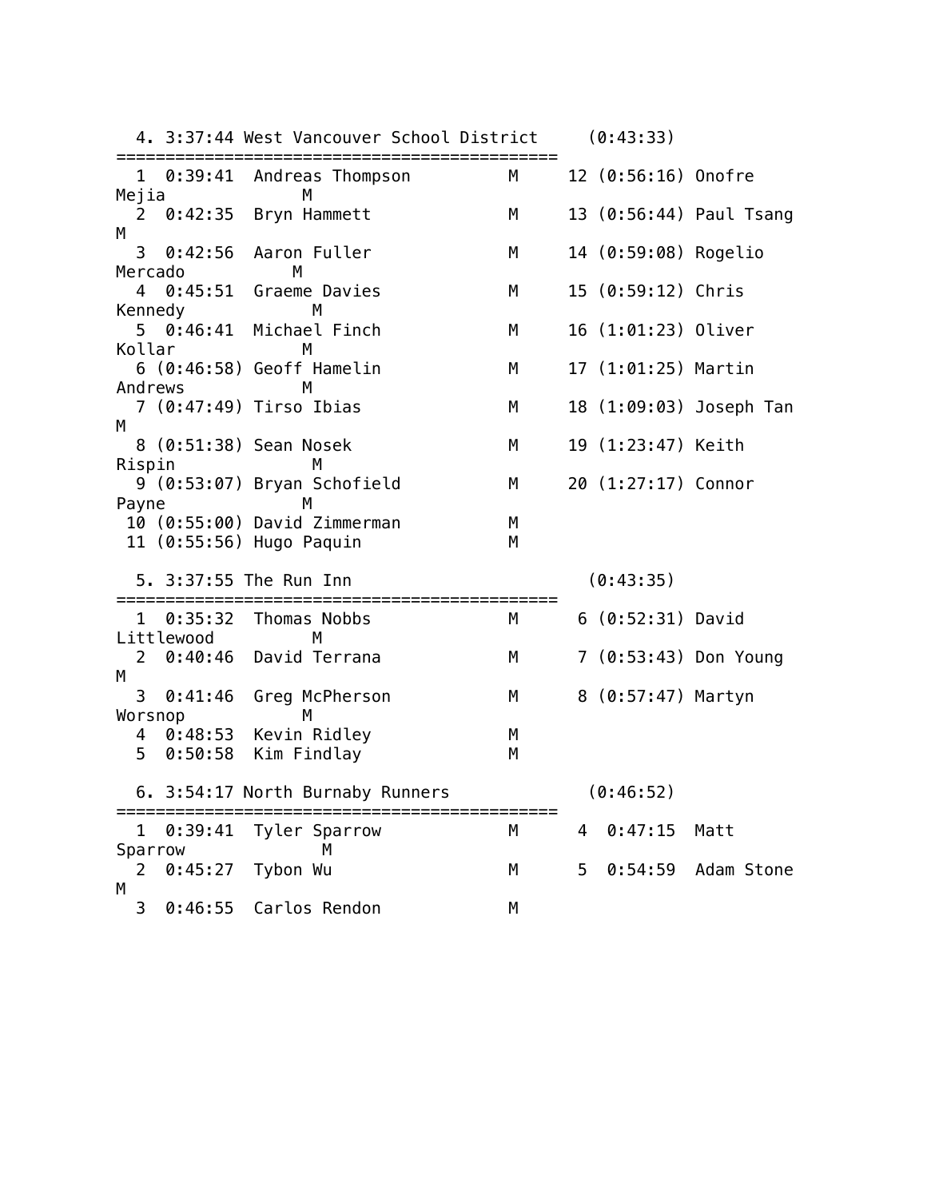4. 3:37:44 West Vancouver School District (0:43:33)

| | | | | | | | |
|---|---|---|---|---|---|---|---|
| 1 | 0:39:41 | Andreas Thompson | M | 12 | (0:56:16) | Onofre Mejia | M |
| 2 | 0:42:35 | Bryn Hammett | M | 13 | (0:56:44) | Paul Tsang | M |
| 3 | 0:42:56 | Aaron Fuller | M | 14 | (0:59:08) | Rogelio Mercado | M |
| 4 | 0:45:51 | Graeme Davies | M | 15 | (0:59:12) | Chris Kennedy | M |
| 5 | 0:46:41 | Michael Finch | M | 16 | (1:01:23) | Oliver Kollar | M |
| 6 | (0:46:58) | Geoff Hamelin | M | 17 | (1:01:25) | Martin Andrews | M |
| 7 | (0:47:49) | Tirso Ibias | M | 18 | (1:09:03) | Joseph Tan | M |
| 8 | (0:51:38) | Sean Nosek | M | 19 | (1:23:47) | Keith Rispin | M |
| 9 | (0:53:07) | Bryan Schofield | M | 20 | (1:27:17) | Connor Payne | M |
| 10 | (0:55:00) | David Zimmerman | M | | | | |
| 11 | (0:55:56) | Hugo Paquin | M | | | | |

5. 3:37:55 The Run Inn (0:43:35)

| | | | | | | | |
|---|---|---|---|---|---|---|---|
| 1 | 0:35:32 | Thomas Nobbs | M | 6 | (0:52:31) | David Littlewood | M |
| 2 | 0:40:46 | David Terrana | M | 7 | (0:53:43) | Don Young | M |
| 3 | 0:41:46 | Greg McPherson | M | 8 | (0:57:47) | Martyn Worsnop | M |
| 4 | 0:48:53 | Kevin Ridley | M | | | | |
| 5 | 0:50:58 | Kim Findlay | M | | | | |

6. 3:54:17 North Burnaby Runners (0:46:52)

| | | | | | | | |
|---|---|---|---|---|---|---|---|
| 1 | 0:39:41 | Tyler Sparrow | M | 4 | 0:47:15 | Matt Sparrow | M |
| 2 | 0:45:27 | Tybon Wu | M | 5 | 0:54:59 | Adam Stone | M |
| 3 | 0:46:55 | Carlos Rendon | M | | | | |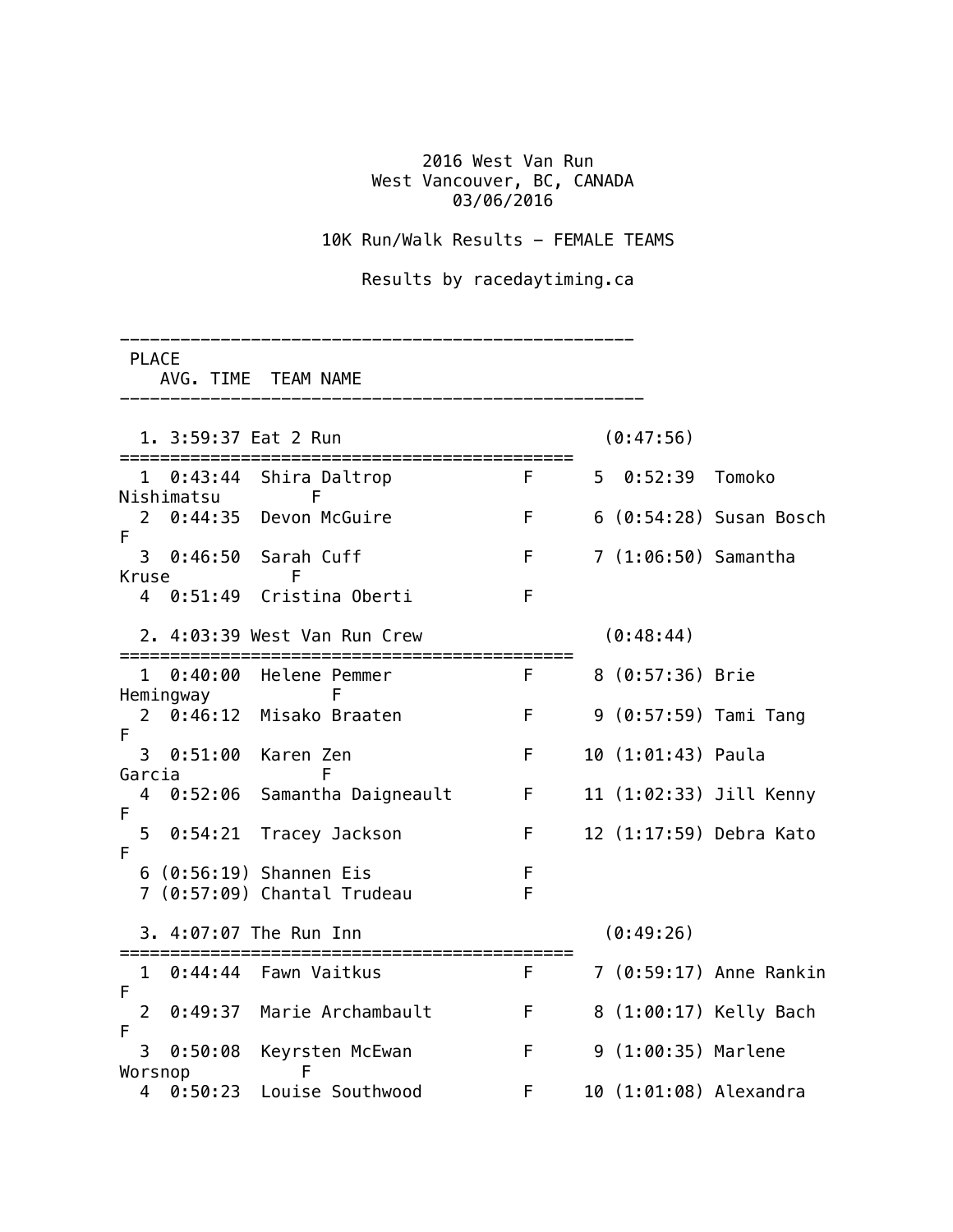2016 West Van Run
West Vancouver, BC, CANADA
03/06/2016

10K Run/Walk Results - FEMALE TEAMS

Results by racedaytiming.ca

```
--------------------------------------------------
 PLACE
    AVG. TIME  TEAM NAME
---------------------------------------------------

  1. 3:59:37 Eat 2 Run                          (0:47:56)
============================================
  1  0:43:44  Shira Daltrop            F      5  0:52:39  Tomoko Nishimatsu        F
  2  0:44:35  Devon McGuire            F      6 (0:54:28) Susan Bosch              F
  3  0:46:50  Sarah Cuff               F      7 (1:06:50) Samantha Kruse           F
  4  0:51:49  Cristina Oberti          F

  2. 4:03:39 West Van Run Crew                  (0:48:44)
============================================
  1  0:40:00  Helene Pemmer            F      8 (0:57:36) Brie Hemingway           F
  2  0:46:12  Misako Braaten           F      9 (0:57:59) Tami Tang                F
  3  0:51:00  Karen Zen                F     10 (1:01:43) Paula Garcia             F
  4  0:52:06  Samantha Daigneault      F     11 (1:02:33) Jill Kenny               F
  5  0:54:21  Tracey Jackson           F     12 (1:17:59) Debra Kato               F
  6 (0:56:19) Shannen Eis              F
  7 (0:57:09) Chantal Trudeau          F

  3. 4:07:07 The Run Inn                        (0:49:26)
============================================
  1  0:44:44  Fawn Vaitkus             F      7 (0:59:17) Anne Rankin              F
  2  0:49:37  Marie Archambault        F      8 (1:00:17) Kelly Bach               F
  3  0:50:08  Keyrsten McEwan          F      9 (1:00:35) Marlene Worsnop          F
  4  0:50:23  Louise Southwood         F     10 (1:01:08) Alexandra
```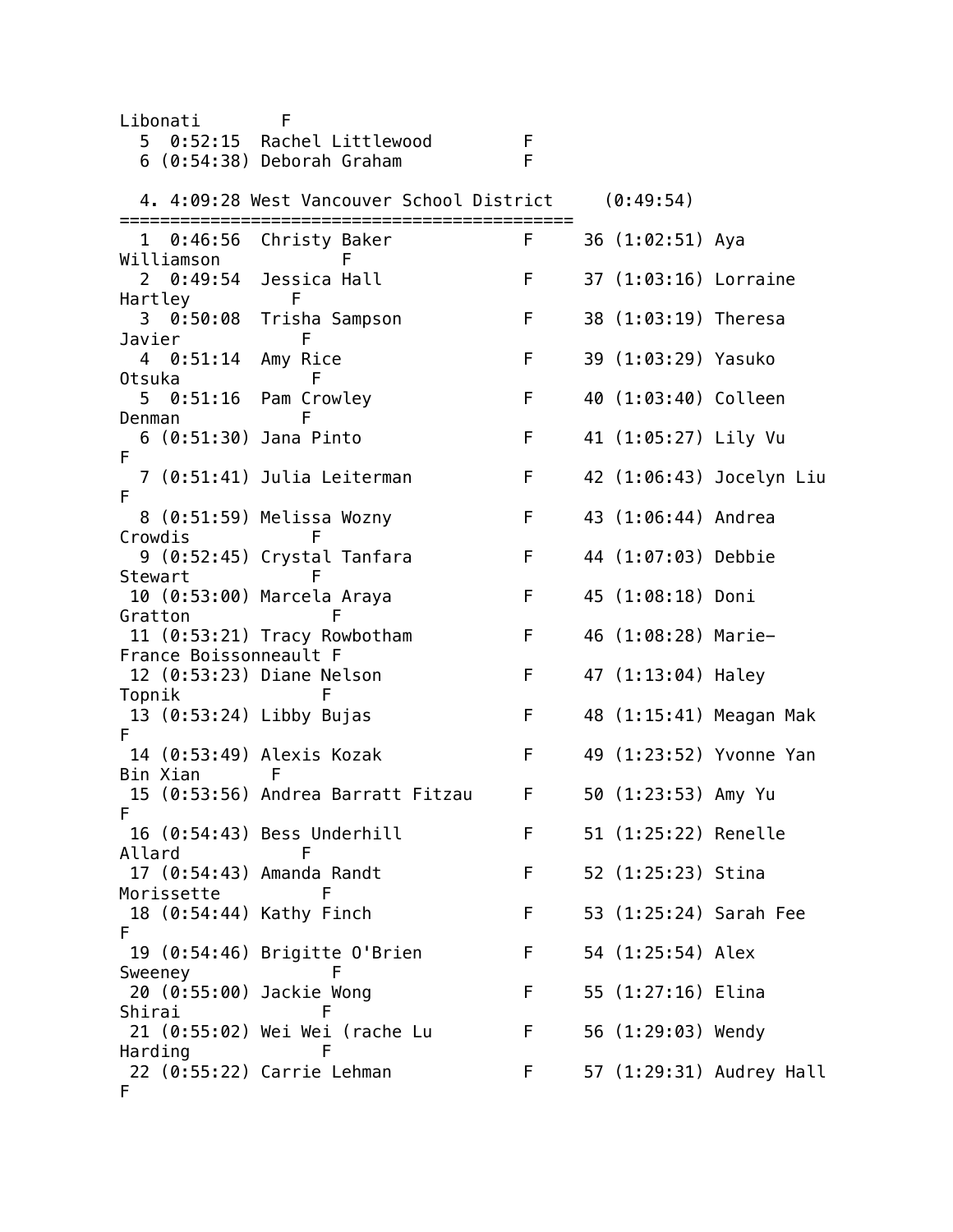```
Libonati        F
  5  0:52:15  Rachel Littlewood         F
  6 (0:54:38) Deborah Graham            F

  4. 4:09:28 West Vancouver School District     (0:49:54)
============================================
  1  0:46:56  Christy Baker             F     36 (1:02:51) Aya Williamson           F
  2  0:49:54  Jessica Hall              F     37 (1:03:16) Lorraine Hartley         F
  3  0:50:08  Trisha Sampson            F     38 (1:03:19) Theresa Javier           F
  4  0:51:14  Amy Rice                  F     39 (1:03:29) Yasuko Otsuka            F
  5  0:51:16  Pam Crowley               F     40 (1:03:40) Colleen Denman           F
  6 (0:51:30) Jana Pinto                F     41 (1:05:27) Lily Vu                  F
  7 (0:51:41) Julia Leiterman           F     42 (1:06:43) Jocelyn Liu              F
  8 (0:51:59) Melissa Wozny             F     43 (1:06:44) Andrea Crowdis           F
  9 (0:52:45) Crystal Tanfara           F     44 (1:07:03) Debbie Stewart           F
 10 (0:53:00) Marcela Araya             F     45 (1:08:18) Doni Gratton             F
 11 (0:53:21) Tracy Rowbotham           F     46 (1:08:28) Marie-France Boissonneault F
 12 (0:53:23) Diane Nelson              F     47 (1:13:04) Haley Topnik             F
 13 (0:53:24) Libby Bujas               F     48 (1:15:41) Meagan Mak               F
 14 (0:53:49) Alexis Kozak              F     49 (1:23:52) Yvonne Yan Bin Xian      F
 15 (0:53:56) Andrea Barratt Fitzau     F     50 (1:23:53) Amy Yu                   F
 16 (0:54:43) Bess Underhill            F     51 (1:25:22) Renelle Allard           F
 17 (0:54:43) Amanda Randt              F     52 (1:25:23) Stina Morissette         F
 18 (0:54:44) Kathy Finch               F     53 (1:25:24) Sarah Fee                F
 19 (0:54:46) Brigitte O'Brien          F     54 (1:25:54) Alex Sweeney             F
 20 (0:55:00) Jackie Wong               F     55 (1:27:16) Elina Shirai             F
 21 (0:55:02) Wei Wei (rache Lu         F     56 (1:29:03) Wendy Harding            F
 22 (0:55:22) Carrie Lehman             F     57 (1:29:31) Audrey Hall              F
```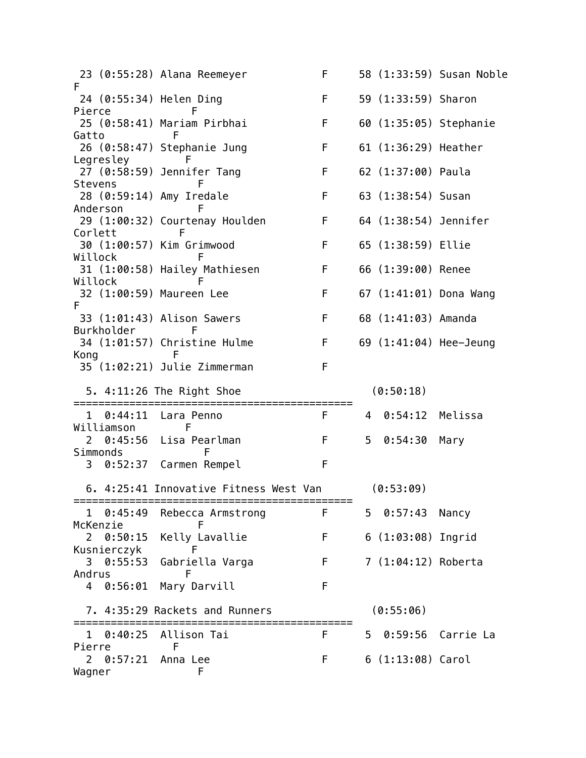```
 23 (0:55:28) Alana Reemeyer            F     58 (1:33:59) Susan Noble          F
 24 (0:55:34) Helen Ding                F     59 (1:33:59) Sharon Pierce        F
 25 (0:58:41) Mariam Pirbhai            F     60 (1:35:05) Stephanie Gatto      F
 26 (0:58:47) Stephanie Jung            F     61 (1:36:29) Heather Legresley    F
 27 (0:58:59) Jennifer Tang             F     62 (1:37:00) Paula Stevens        F
 28 (0:59:14) Amy Iredale               F     63 (1:38:54) Susan Anderson       F
 29 (1:00:32) Courtenay Houlden         F     64 (1:38:54) Jennifer Corlett     F
 30 (1:00:57) Kim Grimwood              F     65 (1:38:59) Ellie Willock        F
 31 (1:00:58) Hailey Mathiesen          F     66 (1:39:00) Renee Willock        F
 32 (1:00:59) Maureen Lee               F     67 (1:41:01) Dona Wang            F
 33 (1:01:43) Alison Sawers             F     68 (1:41:03) Amanda Burkholder    F
 34 (1:01:57) Christine Hulme           F     69 (1:41:04) Hee-Jeung Kong       F
 35 (1:02:21) Julie Zimmerman           F

  5. 4:11:26 The Right Shoe                      (0:50:18)
=============================================
  1  0:44:11  Lara Penno                F      4  0:54:12  Melissa Williamson    F
  2  0:45:56  Lisa Pearlman             F      5  0:54:30  Mary Simmonds         F
  3  0:52:37  Carmen Rempel             F

  6. 4:25:41 Innovative Fitness West Van         (0:53:09)
=============================================
  1  0:45:49  Rebecca Armstrong         F      5  0:57:43  Nancy McKenzie        F
  2  0:50:15  Kelly Lavallie            F      6 (1:03:08) Ingrid Kusnierczyk    F
  3  0:55:53  Gabriella Varga           F      7 (1:04:12) Roberta Andrus        F
  4  0:56:01  Mary Darvill              F

  7. 4:35:29 Rackets and Runners                 (0:55:06)
=============================================
  1  0:40:25  Allison Tai               F      5  0:59:56  Carrie La Pierre      F
  2  0:57:21  Anna Lee                  F      6 (1:13:08) Carol Wagner          F
```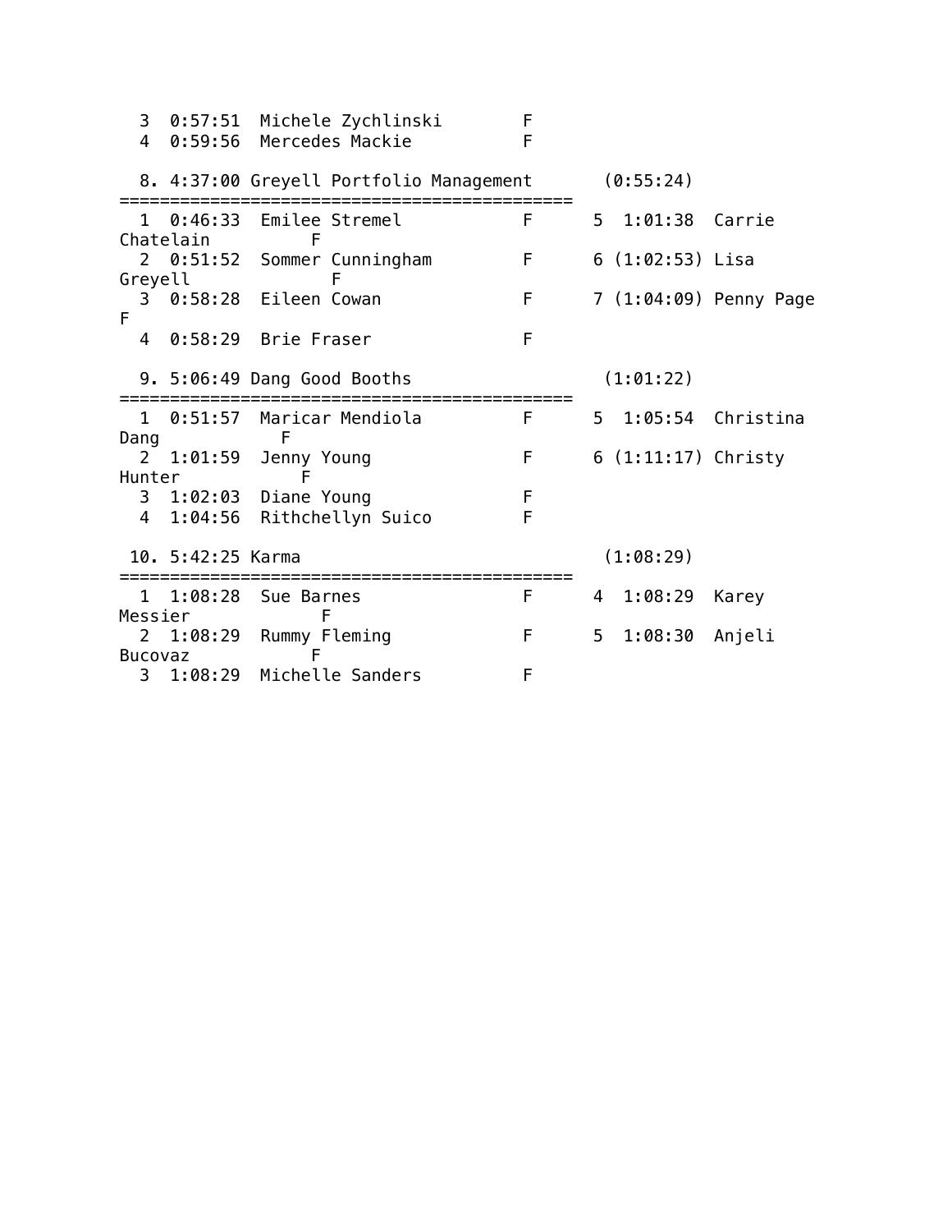```
  3  0:57:51  Michele Zychlinski        F
  4  0:59:56  Mercedes Mackie           F

  8. 4:37:00 Greyell Portfolio Management       (0:55:24)
=============================================
  1  0:46:33  Emilee Stremel            F      5  1:01:38  Carrie Chatelain          F
  2  0:51:52  Sommer Cunningham         F      6 (1:02:53) Lisa Greyell              F
  3  0:58:28  Eileen Cowan              F      7 (1:04:09) Penny Page                F
  4  0:58:29  Brie Fraser               F

  9. 5:06:49 Dang Good Booths                    (1:01:22)
=============================================
  1  0:51:57  Maricar Mendiola          F      5  1:05:54  Christina Dang            F
  2  1:01:59  Jenny Young               F      6 (1:11:17) Christy Hunter            F
  3  1:02:03  Diane Young               F
  4  1:04:56  Rithchellyn Suico         F

 10. 5:42:25 Karma                               (1:08:29)
=============================================
  1  1:08:28  Sue Barnes                F      4  1:08:29  Karey Messier             F
  2  1:08:29  Rummy Fleming             F      5  1:08:30  Anjeli Bucovaz            F
  3  1:08:29  Michelle Sanders          F
```